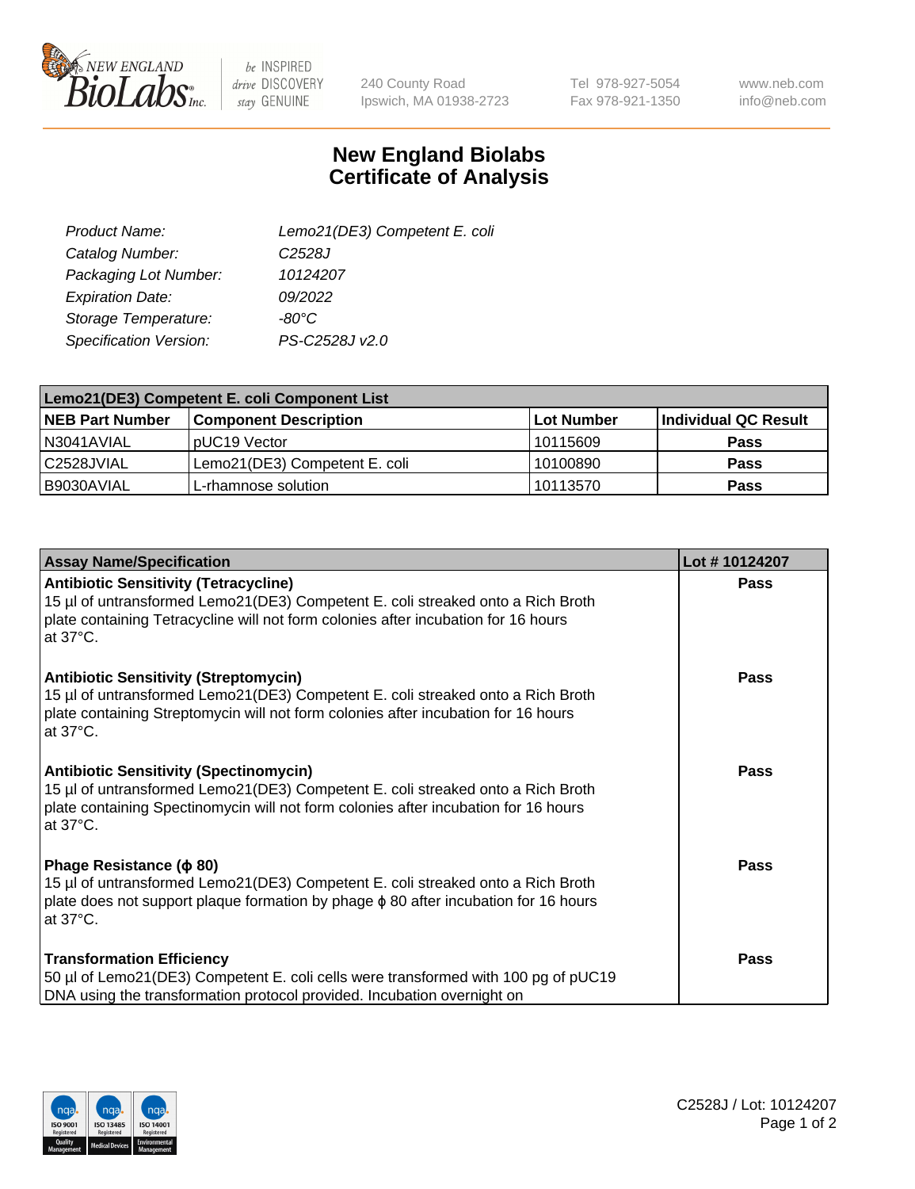New England BioLabs Inc. — be INSPIRED drive DISCOVERY stay GENUINE

240 County Road
Ipswich, MA 01938-2723

Tel 978-927-5054
Fax 978-921-1350

www.neb.com
info@neb.com

# New England Biolabs Certificate of Analysis

| | |
|---|---|
| *Product Name:* | *Lemo21(DE3) Competent E. coli* |
| *Catalog Number:* | *C2528J* |
| *Packaging Lot Number:* | *10124207* |
| *Expiration Date:* | *09/2022* |
| *Storage Temperature:* | *-80°C* |
| *Specification Version:* | *PS-C2528J v2.0* |

| Lemo21(DE3) Competent E. coli Component List | | | |
|---|---|---|---|
| **NEB Part Number** | **Component Description** | **Lot Number** | **Individual QC Result** |
| N3041AVIAL | pUC19 Vector | 10115609 | **Pass** |
| C2528JVIAL | Lemo21(DE3) Competent E. coli | 10100890 | **Pass** |
| B9030AVIAL | L-rhamnose solution | 10113570 | **Pass** |

| Assay Name/Specification | Lot # 10124207 |
|---|---|
| **Antibiotic Sensitivity (Tetracycline)** 15 µl of untransformed Lemo21(DE3) Competent E. coli streaked onto a Rich Broth plate containing Tetracycline will not form colonies after incubation for 16 hours at 37°C. | **Pass** |
| **Antibiotic Sensitivity (Streptomycin)** 15 µl of untransformed Lemo21(DE3) Competent E. coli streaked onto a Rich Broth plate containing Streptomycin will not form colonies after incubation for 16 hours at 37°C. | **Pass** |
| **Antibiotic Sensitivity (Spectinomycin)** 15 µl of untransformed Lemo21(DE3) Competent E. coli streaked onto a Rich Broth plate containing Spectinomycin will not form colonies after incubation for 16 hours at 37°C. | **Pass** |
| **Phage Resistance (ϕ 80)** 15 µl of untransformed Lemo21(DE3) Competent E. coli streaked onto a Rich Broth plate does not support plaque formation by phage ϕ 80 after incubation for 16 hours at 37°C. | **Pass** |
| **Transformation Efficiency** 50 µl of Lemo21(DE3) Competent E. coli cells were transformed with 100 pg of pUC19 DNA using the transformation protocol provided. Incubation overnight on | **Pass** |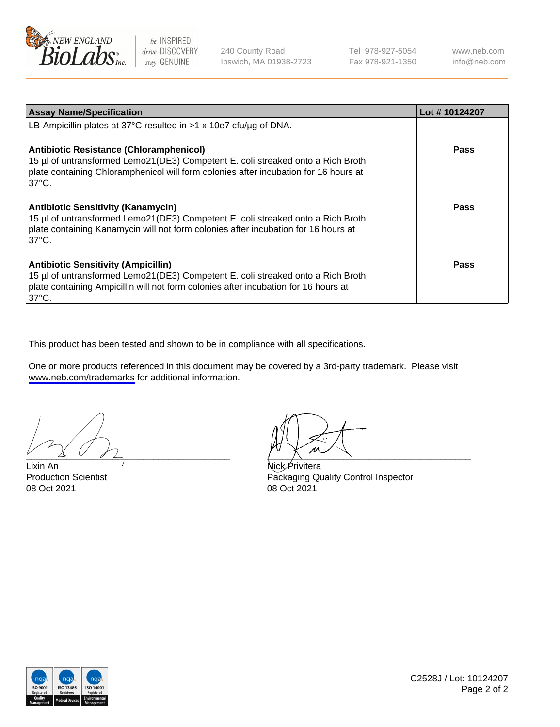| Assay Name/Specification | Lot # 10124207 |
|---|---|
| LB-Ampicillin plates at 37°C resulted in >1 x 10e7 cfu/µg of DNA. | |
| **Antibiotic Resistance (Chloramphenicol)**<br>15 µl of untransformed Lemo21(DE3) Competent E. coli streaked onto a Rich Broth plate containing Chloramphenicol will form colonies after incubation for 16 hours at 37°C. | **Pass** |
| **Antibiotic Sensitivity (Kanamycin)**<br>15 µl of untransformed Lemo21(DE3) Competent E. coli streaked onto a Rich Broth plate containing Kanamycin will not form colonies after incubation for 16 hours at 37°C. | **Pass** |
| **Antibiotic Sensitivity (Ampicillin)**<br>15 µl of untransformed Lemo21(DE3) Competent E. coli streaked onto a Rich Broth plate containing Ampicillin will not form colonies after incubation for 16 hours at 37°C. | **Pass** |

This product has been tested and shown to be in compliance with all specifications.

One or more products referenced in this document may be covered by a 3rd-party trademark. Please visit www.neb.com/trademarks for additional information.

Lixin An
Production Scientist
08 Oct 2021

Nick Privitera
Packaging Quality Control Inspector
08 Oct 2021

C2528J / Lot: 10124207